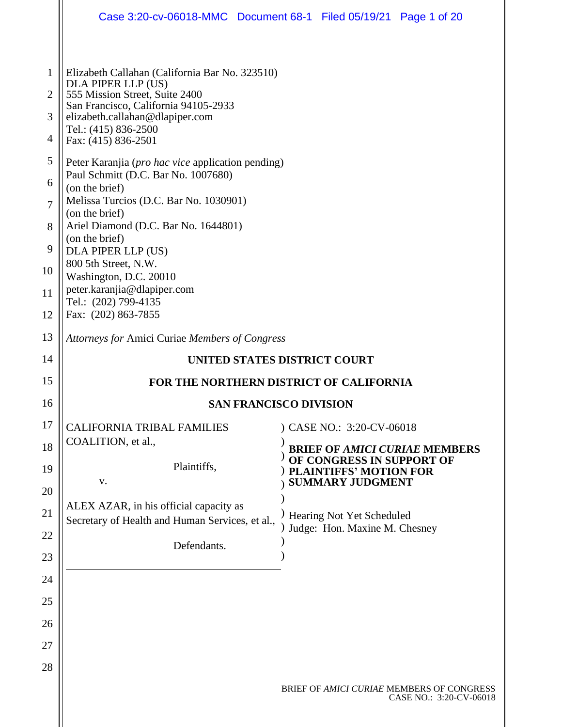Elizabeth Callahan (California Bar No. 323510)
DLA PIPER LLP (US)
555 Mission Street, Suite 2400
San Francisco, California 94105-2933
elizabeth.callahan@dlapiper.com
Tel.: (415) 836-2500
Fax: (415) 836-2501

Peter Karanjia (*pro hac vice* application pending)
Paul Schmitt (D.C. Bar No. 1007680)
(on the brief)
Melissa Turcios (D.C. Bar No. 1030901)
(on the brief)
Ariel Diamond (D.C. Bar No. 1644801)
(on the brief)
DLA PIPER LLP (US)
800 5th Street, N.W.
Washington, D.C. 20010
peter.karanjia@dlapiper.com
Tel.: (202) 799-4135
Fax: (202) 863-7855

*Attorneys for* Amici Curiae *Members of Congress*

**UNITED STATES DISTRICT COURT**

**FOR THE NORTHERN DISTRICT OF CALIFORNIA**

**SAN FRANCISCO DIVISION**

| | |
|---|---|
| CALIFORNIA TRIBAL FAMILIES COALITION, et al.,<br><br>Plaintiffs,<br><br>v.<br><br>ALEX AZAR, in his official capacity as Secretary of Health and Human Services, et al.,<br><br>Defendants. | CASE NO.: 3:20-CV-06018<br><br>**BRIEF OF *AMICI CURIAE* MEMBERS OF CONGRESS IN SUPPORT OF PLAINTIFFS' MOTION FOR SUMMARY JUDGMENT**<br><br>Hearing Not Yet Scheduled<br>Judge: Hon. Maxine M. Chesney |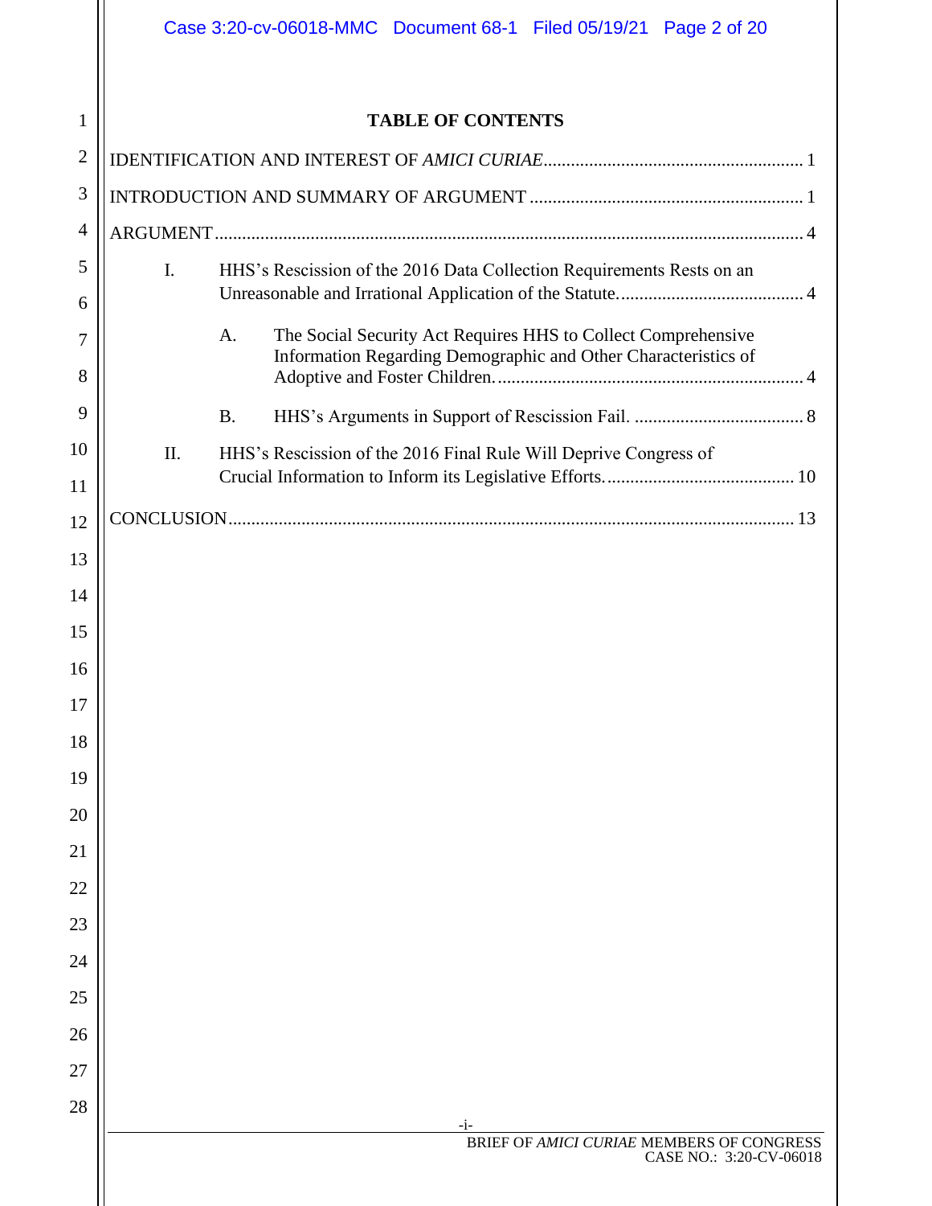# TABLE OF CONTENTS

IDENTIFICATION AND INTEREST OF *AMICI CURIAE*........................................................ 1

INTRODUCTION AND SUMMARY OF ARGUMENT ........................................................... 1

ARGUMENT................................................................................................................................ 4

- I. HHS's Rescission of the 2016 Data Collection Requirements Rests on an Unreasonable and Irrational Application of the Statute........................................ 4
  - A. The Social Security Act Requires HHS to Collect Comprehensive Information Regarding Demographic and Other Characteristics of Adoptive and Foster Children.................................................................... 4
  - B. HHS's Arguments in Support of Rescission Fail. ..................................... 8
- II. HHS's Rescission of the 2016 Final Rule Will Deprive Congress of Crucial Information to Inform its Legislative Efforts......................................... 10

CONCLUSION.......................................................................................................................... 13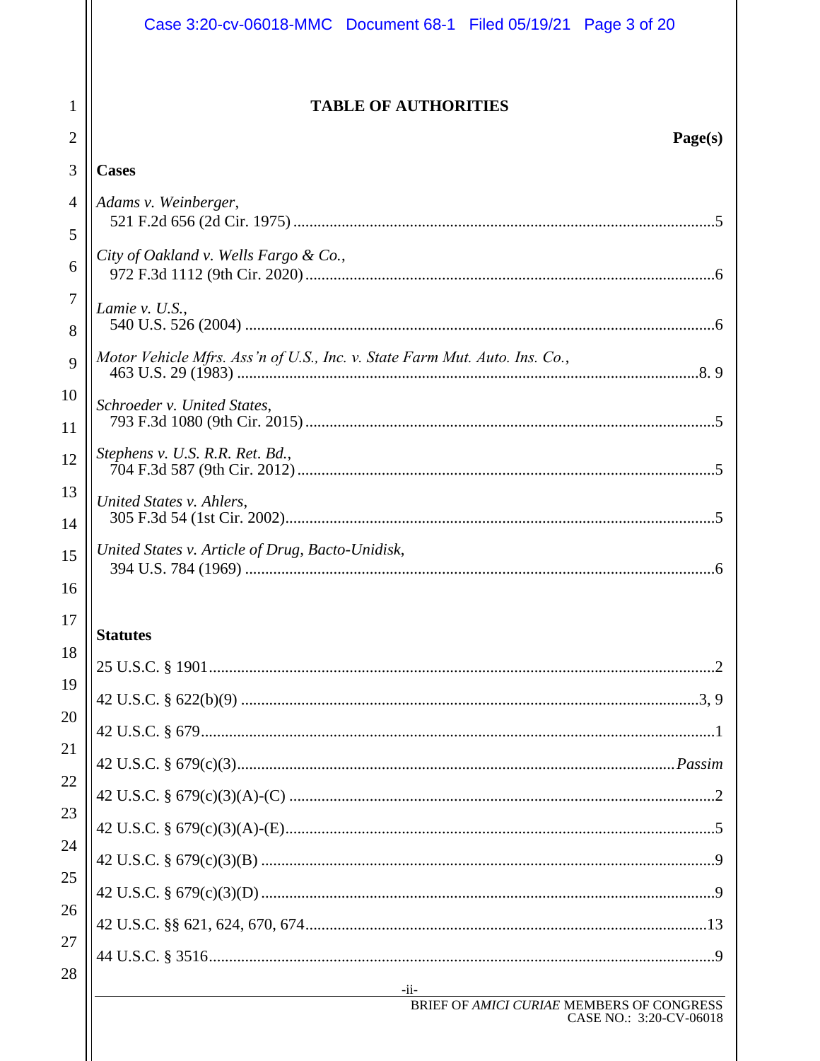# TABLE OF AUTHORITIES

**Page(s)**

**Cases**

*Adams v. Weinberger*,
521 F.2d 656 (2d Cir. 1975) ........................................................................................................5

*City of Oakland v. Wells Fargo & Co.*,
972 F.3d 1112 (9th Cir. 2020) .....................................................................................................6

*Lamie v. U.S.*,
540 U.S. 526 (2004) ...................................................................................................................6

*Motor Vehicle Mfrs. Ass'n of U.S., Inc. v. State Farm Mut. Auto. Ins. Co.*,
463 U.S. 29 (1983) ..................................................................................................................8. 9

*Schroeder v. United States*,
793 F.3d 1080 (9th Cir. 2015) .....................................................................................................5

*Stephens v. U.S. R.R. Ret. Bd.*,
704 F.3d 587 (9th Cir. 2012) .......................................................................................................5

*United States v. Ahlers*,
305 F.3d 54 (1st Cir. 2002)..........................................................................................................5

*United States v. Article of Drug, Bacto-Unidisk*,
394 U.S. 784 (1969) ....................................................................................................................6

**Statutes**

25 U.S.C. § 1901.............................................................................................................................2

42 U.S.C. § 622(b)(9) .................................................................................................................3, 9

42 U.S.C. § 679...............................................................................................................................1

42 U.S.C. § 679(c)(3).........................................................................................................*Passim*

42 U.S.C. § 679(c)(3)(A)-(C) .........................................................................................................2

42 U.S.C. § 679(c)(3)(A)-(E)..........................................................................................................5

42 U.S.C. § 679(c)(3)(B) ................................................................................................................9

42 U.S.C. § 679(c)(3)(D) ................................................................................................................9

42 U.S.C. §§ 621, 624, 670, 674...................................................................................................13

44 U.S.C. § 3516.............................................................................................................................9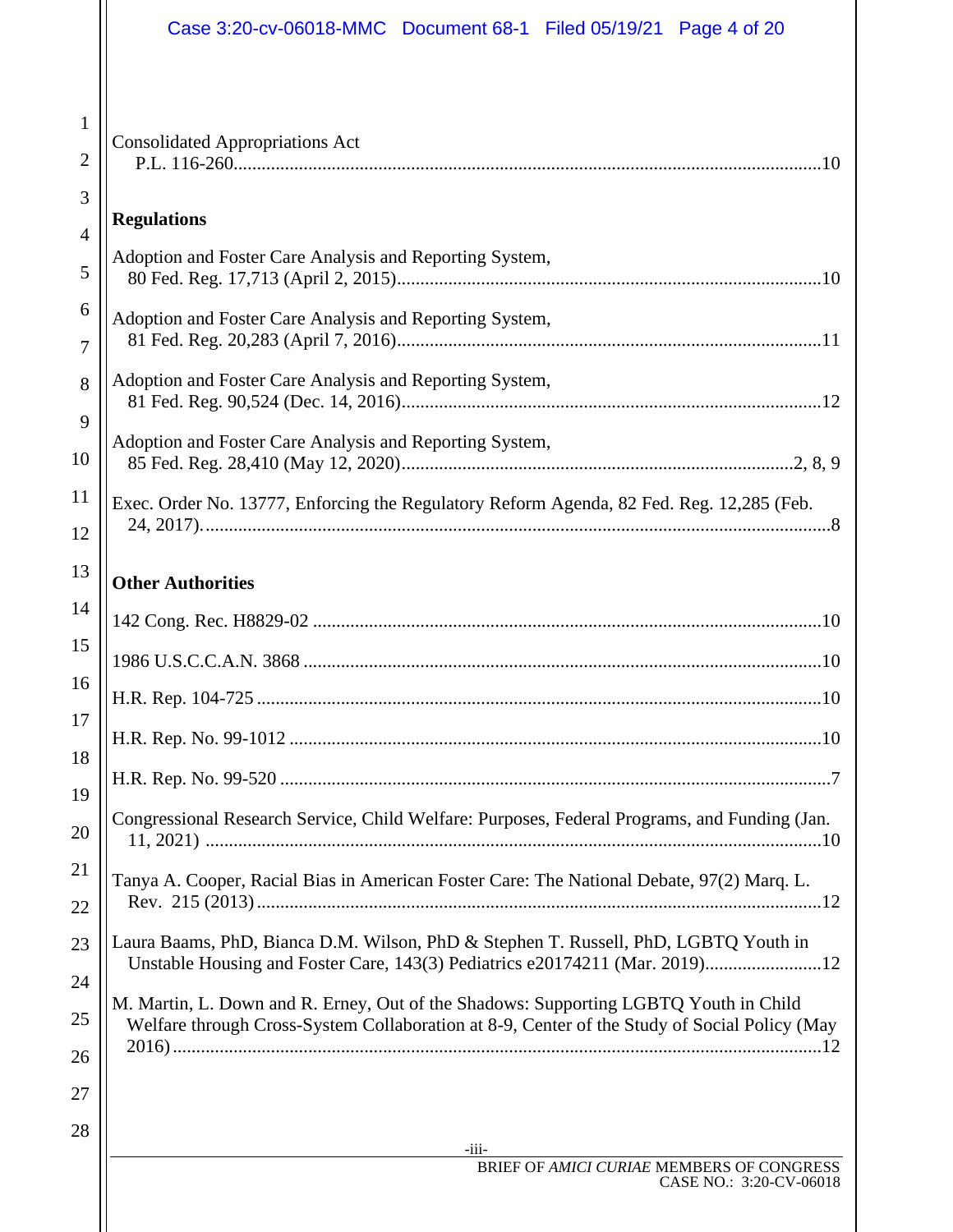Consolidated Appropriations Act
P.L. 116-260 .......... 10

**Regulations**

Adoption and Foster Care Analysis and Reporting System,
80 Fed. Reg. 17,713 (April 2, 2015) .......... 10

Adoption and Foster Care Analysis and Reporting System,
81 Fed. Reg. 20,283 (April 7, 2016) .......... 11

Adoption and Foster Care Analysis and Reporting System,
81 Fed. Reg. 90,524 (Dec. 14, 2016) .......... 12

Adoption and Foster Care Analysis and Reporting System,
85 Fed. Reg. 28,410 (May 12, 2020) .......... 2, 8, 9

Exec. Order No. 13777, Enforcing the Regulatory Reform Agenda, 82 Fed. Reg. 12,285 (Feb. 24, 2017) .......... 8

**Other Authorities**

142 Cong. Rec. H8829-02 .......... 10

1986 U.S.C.C.A.N. 3868 .......... 10

H.R. Rep. 104-725 .......... 10

H.R. Rep. No. 99-1012 .......... 10

H.R. Rep. No. 99-520 .......... 7

Congressional Research Service, Child Welfare: Purposes, Federal Programs, and Funding (Jan. 11, 2021) .......... 10

Tanya A. Cooper, Racial Bias in American Foster Care: The National Debate, 97(2) Marq. L. Rev. 215 (2013) .......... 12

Laura Baams, PhD, Bianca D.M. Wilson, PhD & Stephen T. Russell, PhD, LGBTQ Youth in Unstable Housing and Foster Care, 143(3) Pediatrics e20174211 (Mar. 2019) .......... 12

M. Martin, L. Down and R. Erney, Out of the Shadows: Supporting LGBTQ Youth in Child Welfare through Cross-System Collaboration at 8-9, Center of the Study of Social Policy (May 2016) .......... 12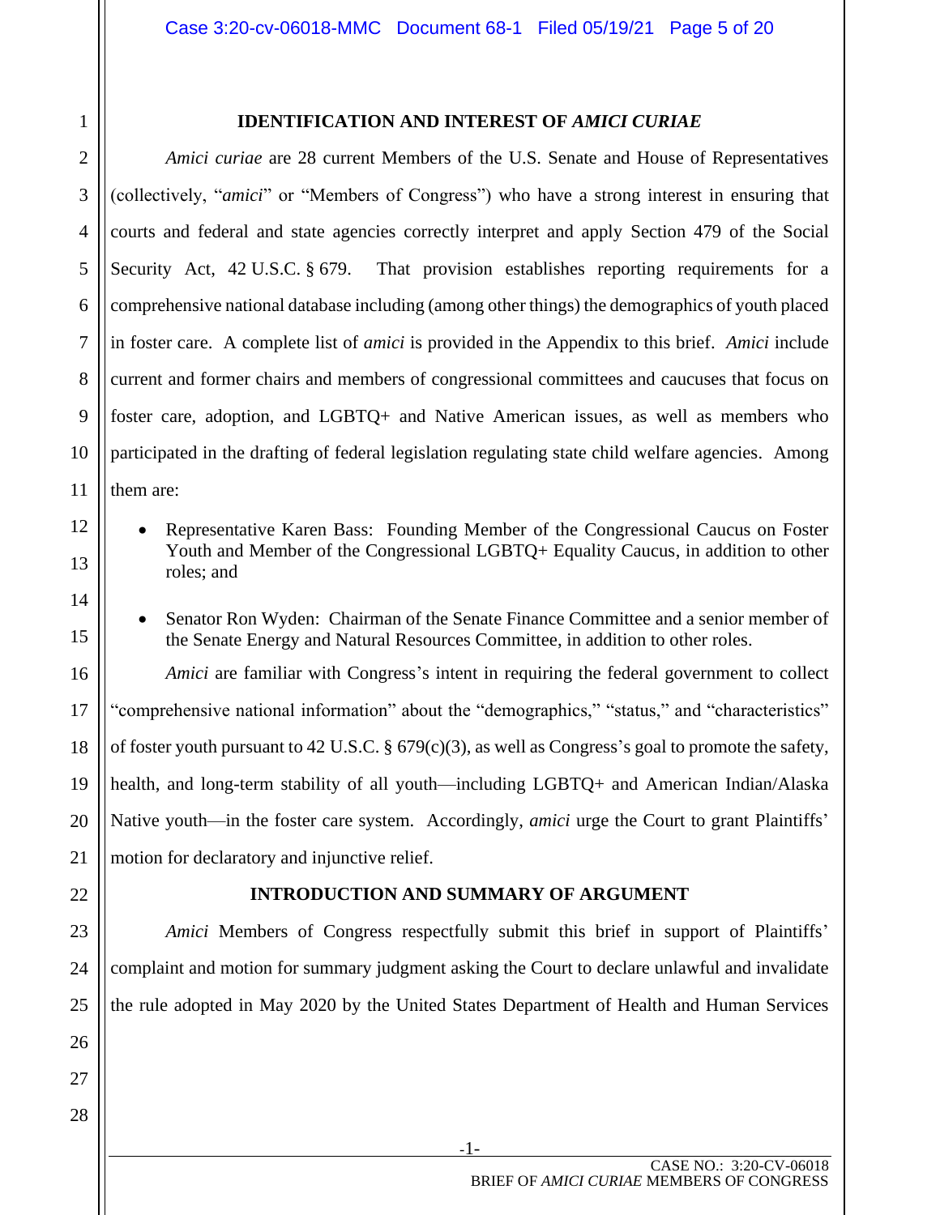## IDENTIFICATION AND INTEREST OF *AMICI CURIAE*

*Amici curiae* are 28 current Members of the U.S. Senate and House of Representatives (collectively, "*amici*" or "Members of Congress") who have a strong interest in ensuring that courts and federal and state agencies correctly interpret and apply Section 479 of the Social Security Act, 42 U.S.C. § 679. That provision establishes reporting requirements for a comprehensive national database including (among other things) the demographics of youth placed in foster care. A complete list of *amici* is provided in the Appendix to this brief. *Amici* include current and former chairs and members of congressional committees and caucuses that focus on foster care, adoption, and LGBTQ+ and Native American issues, as well as members who participated in the drafting of federal legislation regulating state child welfare agencies. Among them are:

- Representative Karen Bass: Founding Member of the Congressional Caucus on Foster Youth and Member of the Congressional LGBTQ+ Equality Caucus, in addition to other roles; and

- Senator Ron Wyden: Chairman of the Senate Finance Committee and a senior member of the Senate Energy and Natural Resources Committee, in addition to other roles.

*Amici* are familiar with Congress's intent in requiring the federal government to collect "comprehensive national information" about the "demographics," "status," and "characteristics" of foster youth pursuant to 42 U.S.C. § 679(c)(3), as well as Congress's goal to promote the safety, health, and long-term stability of all youth—including LGBTQ+ and American Indian/Alaska Native youth—in the foster care system. Accordingly, *amici* urge the Court to grant Plaintiffs' motion for declaratory and injunctive relief.

## INTRODUCTION AND SUMMARY OF ARGUMENT

*Amici* Members of Congress respectfully submit this brief in support of Plaintiffs' complaint and motion for summary judgment asking the Court to declare unlawful and invalidate the rule adopted in May 2020 by the United States Department of Health and Human Services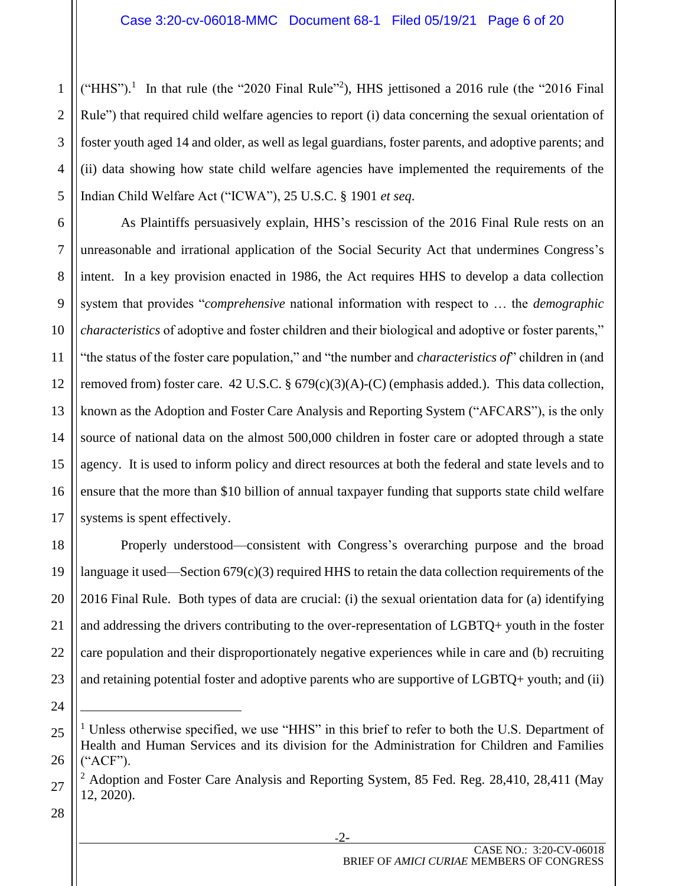("HHS").[1] In that rule (the "2020 Final Rule"[2]), HHS jettisoned a 2016 rule (the "2016 Final Rule") that required child welfare agencies to report (i) data concerning the sexual orientation of foster youth aged 14 and older, as well as legal guardians, foster parents, and adoptive parents; and (ii) data showing how state child welfare agencies have implemented the requirements of the Indian Child Welfare Act ("ICWA"), 25 U.S.C. § 1901 *et seq*.

As Plaintiffs persuasively explain, HHS's rescission of the 2016 Final Rule rests on an unreasonable and irrational application of the Social Security Act that undermines Congress's intent. In a key provision enacted in 1986, the Act requires HHS to develop a data collection system that provides "*comprehensive* national information with respect to … the *demographic characteristics* of adoptive and foster children and their biological and adoptive or foster parents," "the status of the foster care population," and "the number and *characteristics of*" children in (and removed from) foster care. 42 U.S.C. § 679(c)(3)(A)-(C) (emphasis added.). This data collection, known as the Adoption and Foster Care Analysis and Reporting System ("AFCARS"), is the only source of national data on the almost 500,000 children in foster care or adopted through a state agency. It is used to inform policy and direct resources at both the federal and state levels and to ensure that the more than $10 billion of annual taxpayer funding that supports state child welfare systems is spent effectively.

Properly understood—consistent with Congress's overarching purpose and the broad language it used—Section 679(c)(3) required HHS to retain the data collection requirements of the 2016 Final Rule. Both types of data are crucial: (i) the sexual orientation data for (a) identifying and addressing the drivers contributing to the over-representation of LGBTQ+ youth in the foster care population and their disproportionately negative experiences while in care and (b) recruiting and retaining potential foster and adoptive parents who are supportive of LGBTQ+ youth; and (ii)

---

[1] Unless otherwise specified, we use "HHS" in this brief to refer to both the U.S. Department of Health and Human Services and its division for the Administration for Children and Families ("ACF").

[2] Adoption and Foster Care Analysis and Reporting System, 85 Fed. Reg. 28,410, 28,411 (May 12, 2020).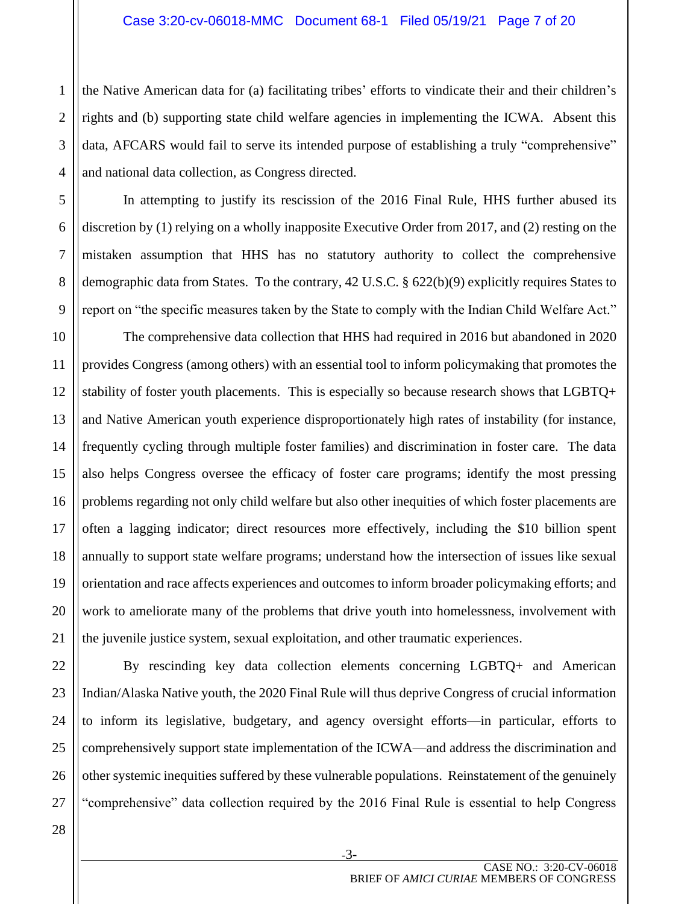the Native American data for (a) facilitating tribes' efforts to vindicate their and their children's rights and (b) supporting state child welfare agencies in implementing the ICWA. Absent this data, AFCARS would fail to serve its intended purpose of establishing a truly "comprehensive" and national data collection, as Congress directed.

In attempting to justify its rescission of the 2016 Final Rule, HHS further abused its discretion by (1) relying on a wholly inapposite Executive Order from 2017, and (2) resting on the mistaken assumption that HHS has no statutory authority to collect the comprehensive demographic data from States. To the contrary, 42 U.S.C. § 622(b)(9) explicitly requires States to report on "the specific measures taken by the State to comply with the Indian Child Welfare Act."

The comprehensive data collection that HHS had required in 2016 but abandoned in 2020 provides Congress (among others) with an essential tool to inform policymaking that promotes the stability of foster youth placements. This is especially so because research shows that LGBTQ+ and Native American youth experience disproportionately high rates of instability (for instance, frequently cycling through multiple foster families) and discrimination in foster care. The data also helps Congress oversee the efficacy of foster care programs; identify the most pressing problems regarding not only child welfare but also other inequities of which foster placements are often a lagging indicator; direct resources more effectively, including the $10 billion spent annually to support state welfare programs; understand how the intersection of issues like sexual orientation and race affects experiences and outcomes to inform broader policymaking efforts; and work to ameliorate many of the problems that drive youth into homelessness, involvement with the juvenile justice system, sexual exploitation, and other traumatic experiences.

By rescinding key data collection elements concerning LGBTQ+ and American Indian/Alaska Native youth, the 2020 Final Rule will thus deprive Congress of crucial information to inform its legislative, budgetary, and agency oversight efforts—in particular, efforts to comprehensively support state implementation of the ICWA—and address the discrimination and other systemic inequities suffered by these vulnerable populations. Reinstatement of the genuinely "comprehensive" data collection required by the 2016 Final Rule is essential to help Congress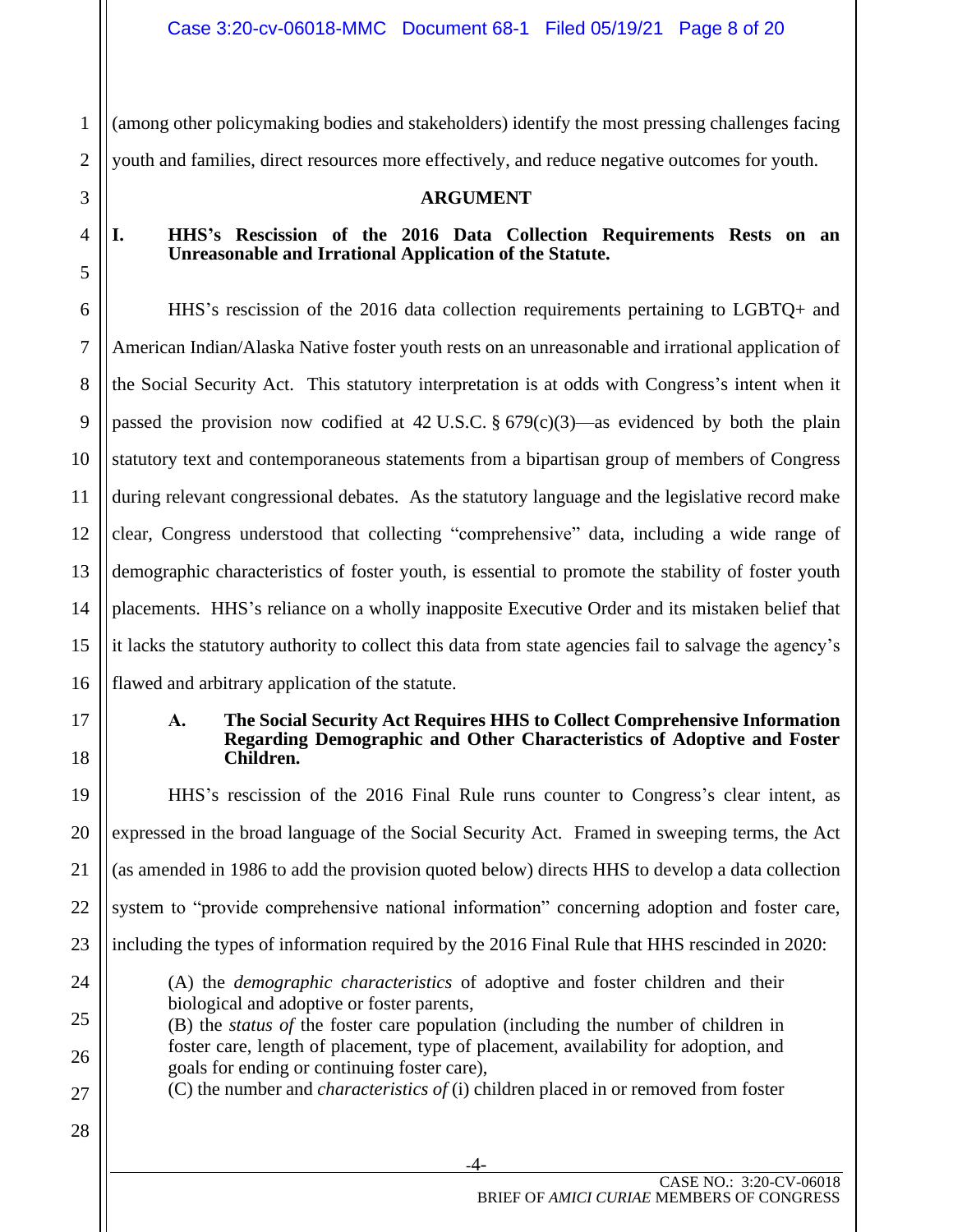(among other policymaking bodies and stakeholders) identify the most pressing challenges facing youth and families, direct resources more effectively, and reduce negative outcomes for youth.

## ARGUMENT

### I. HHS's Rescission of the 2016 Data Collection Requirements Rests on an Unreasonable and Irrational Application of the Statute.

HHS's rescission of the 2016 data collection requirements pertaining to LGBTQ+ and American Indian/Alaska Native foster youth rests on an unreasonable and irrational application of the Social Security Act. This statutory interpretation is at odds with Congress's intent when it passed the provision now codified at 42 U.S.C. § 679(c)(3)—as evidenced by both the plain statutory text and contemporaneous statements from a bipartisan group of members of Congress during relevant congressional debates. As the statutory language and the legislative record make clear, Congress understood that collecting "comprehensive" data, including a wide range of demographic characteristics of foster youth, is essential to promote the stability of foster youth placements. HHS's reliance on a wholly inapposite Executive Order and its mistaken belief that it lacks the statutory authority to collect this data from state agencies fail to salvage the agency's flawed and arbitrary application of the statute.

#### A. The Social Security Act Requires HHS to Collect Comprehensive Information Regarding Demographic and Other Characteristics of Adoptive and Foster Children.

HHS's rescission of the 2016 Final Rule runs counter to Congress's clear intent, as expressed in the broad language of the Social Security Act. Framed in sweeping terms, the Act (as amended in 1986 to add the provision quoted below) directs HHS to develop a data collection system to "provide comprehensive national information" concerning adoption and foster care, including the types of information required by the 2016 Final Rule that HHS rescinded in 2020:

> (A) the *demographic characteristics* of adoptive and foster children and their biological and adoptive or foster parents,
> (B) the *status of* the foster care population (including the number of children in foster care, length of placement, type of placement, availability for adoption, and goals for ending or continuing foster care),
> (C) the number and *characteristics of* (i) children placed in or removed from foster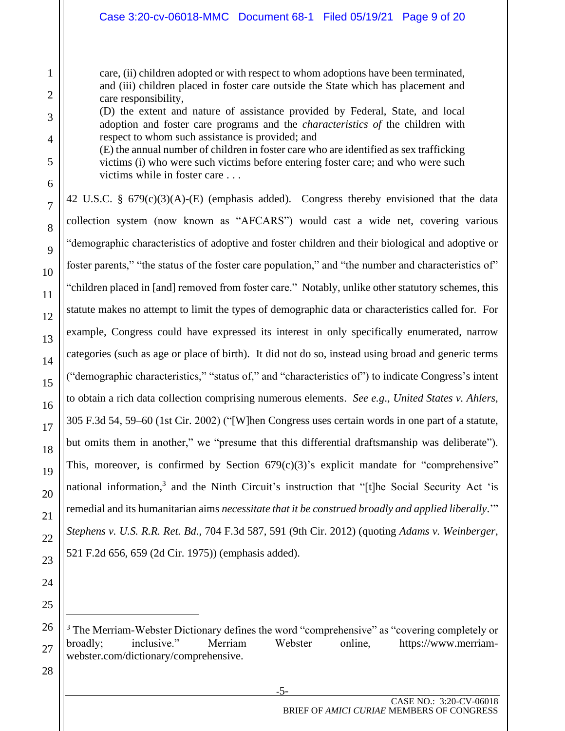> care, (ii) children adopted or with respect to whom adoptions have been terminated, and (iii) children placed in foster care outside the State which has placement and care responsibility,
>
> (D) the extent and nature of assistance provided by Federal, State, and local adoption and foster care programs and the *characteristics of* the children with respect to whom such assistance is provided; and
>
> (E) the annual number of children in foster care who are identified as sex trafficking victims (i) who were such victims before entering foster care; and who were such victims while in foster care . . .

42 U.S.C. § 679(c)(3)(A)-(E) (emphasis added). Congress thereby envisioned that the data collection system (now known as "AFCARS") would cast a wide net, covering various "demographic characteristics of adoptive and foster children and their biological and adoptive or foster parents," "the status of the foster care population," and "the number and characteristics of" "children placed in [and] removed from foster care." Notably, unlike other statutory schemes, this statute makes no attempt to limit the types of demographic data or characteristics called for. For example, Congress could have expressed its interest in only specifically enumerated, narrow categories (such as age or place of birth). It did not do so, instead using broad and generic terms ("demographic characteristics," "status of," and "characteristics of") to indicate Congress's intent to obtain a rich data collection comprising numerous elements. *See e.g.*, *United States v. Ahlers*, 305 F.3d 54, 59–60 (1st Cir. 2002) ("[W]hen Congress uses certain words in one part of a statute, but omits them in another," we "presume that this differential draftsmanship was deliberate"). This, moreover, is confirmed by Section 679(c)(3)'s explicit mandate for "comprehensive" national information,[3] and the Ninth Circuit's instruction that "[t]he Social Security Act 'is remedial and its humanitarian aims *necessitate that it be construed broadly and applied liberally*.'" *Stephens v. U.S. R.R. Ret. Bd.*, 704 F.3d 587, 591 (9th Cir. 2012) (quoting *Adams v. Weinberger*, 521 F.2d 656, 659 (2d Cir. 1975)) (emphasis added).

---

[3] The Merriam-Webster Dictionary defines the word "comprehensive" as "covering completely or broadly; inclusive." Merriam Webster online, https://www.merriam-webster.com/dictionary/comprehensive.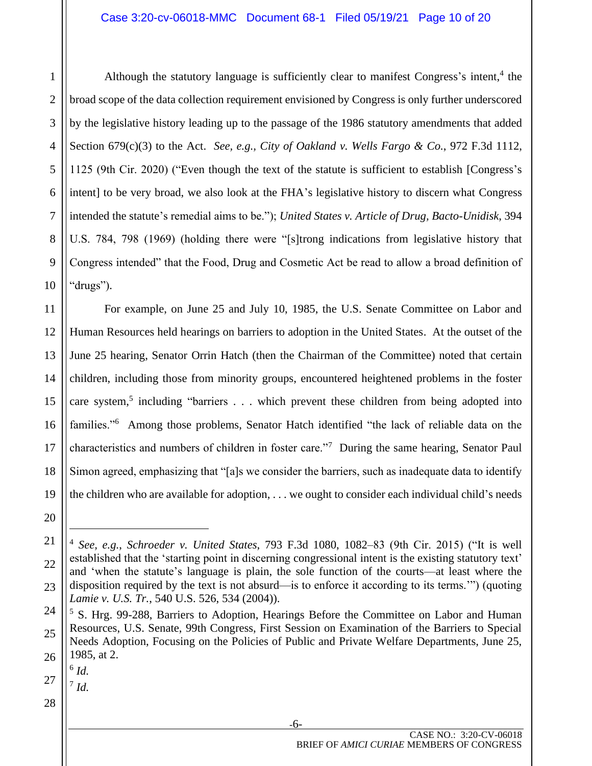Although the statutory language is sufficiently clear to manifest Congress's intent,[4] the broad scope of the data collection requirement envisioned by Congress is only further underscored by the legislative history leading up to the passage of the 1986 statutory amendments that added Section 679(c)(3) to the Act. *See, e.g.*, *City of Oakland v. Wells Fargo & Co.*, 972 F.3d 1112, 1125 (9th Cir. 2020) ("Even though the text of the statute is sufficient to establish [Congress's intent] to be very broad, we also look at the FHA's legislative history to discern what Congress intended the statute's remedial aims to be."); *United States v. Article of Drug, Bacto-Unidisk*, 394 U.S. 784, 798 (1969) (holding there were "[s]trong indications from legislative history that Congress intended" that the Food, Drug and Cosmetic Act be read to allow a broad definition of "drugs").

For example, on June 25 and July 10, 1985, the U.S. Senate Committee on Labor and Human Resources held hearings on barriers to adoption in the United States. At the outset of the June 25 hearing, Senator Orrin Hatch (then the Chairman of the Committee) noted that certain children, including those from minority groups, encountered heightened problems in the foster care system,[5] including "barriers . . . which prevent these children from being adopted into families."[6] Among those problems, Senator Hatch identified "the lack of reliable data on the characteristics and numbers of children in foster care."[7] During the same hearing, Senator Paul Simon agreed, emphasizing that "[a]s we consider the barriers, such as inadequate data to identify the children who are available for adoption, . . . we ought to consider each individual child's needs

---

[4] *See, e.g.*, *Schroeder v. United States*, 793 F.3d 1080, 1082–83 (9th Cir. 2015) ("It is well established that the 'starting point in discerning congressional intent is the existing statutory text' and 'when the statute's language is plain, the sole function of the courts—at least where the disposition required by the text is not absurd—is to enforce it according to its terms.'") (quoting *Lamie v. U.S. Tr.*, 540 U.S. 526, 534 (2004)).

[5] S. Hrg. 99-288, Barriers to Adoption, Hearings Before the Committee on Labor and Human Resources, U.S. Senate, 99th Congress, First Session on Examination of the Barriers to Special Needs Adoption, Focusing on the Policies of Public and Private Welfare Departments, June 25, 1985, at 2.

[6] *Id.*

[7] *Id.*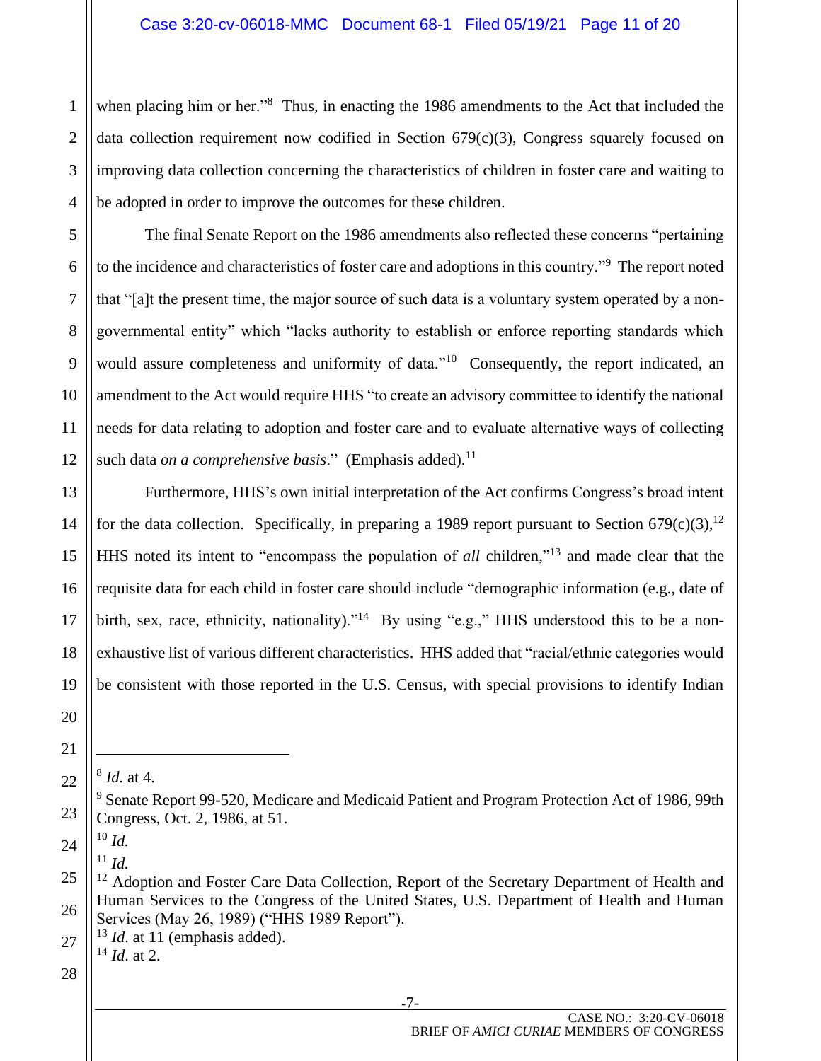when placing him or her."[8] Thus, in enacting the 1986 amendments to the Act that included the data collection requirement now codified in Section 679(c)(3), Congress squarely focused on improving data collection concerning the characteristics of children in foster care and waiting to be adopted in order to improve the outcomes for these children.

The final Senate Report on the 1986 amendments also reflected these concerns "pertaining to the incidence and characteristics of foster care and adoptions in this country."[9] The report noted that "[a]t the present time, the major source of such data is a voluntary system operated by a non-governmental entity" which "lacks authority to establish or enforce reporting standards which would assure completeness and uniformity of data."[10] Consequently, the report indicated, an amendment to the Act would require HHS "to create an advisory committee to identify the national needs for data relating to adoption and foster care and to evaluate alternative ways of collecting such data *on a comprehensive basis*." (Emphasis added).[11]

Furthermore, HHS's own initial interpretation of the Act confirms Congress's broad intent for the data collection. Specifically, in preparing a 1989 report pursuant to Section 679(c)(3),[12] HHS noted its intent to "encompass the population of *all* children,"[13] and made clear that the requisite data for each child in foster care should include "demographic information (e.g., date of birth, sex, race, ethnicity, nationality)."[14] By using "e.g.," HHS understood this to be a non-exhaustive list of various different characteristics. HHS added that "racial/ethnic categories would be consistent with those reported in the U.S. Census, with special provisions to identify Indian

---

[8] *Id.* at 4.

[9] Senate Report 99-520, Medicare and Medicaid Patient and Program Protection Act of 1986, 99th Congress, Oct. 2, 1986, at 51.

[10] *Id.*

[11] *Id.*

[12] Adoption and Foster Care Data Collection, Report of the Secretary Department of Health and Human Services to the Congress of the United States, U.S. Department of Health and Human Services (May 26, 1989) ("HHS 1989 Report").

[13] *Id*. at 11 (emphasis added).

[14] *Id*. at 2.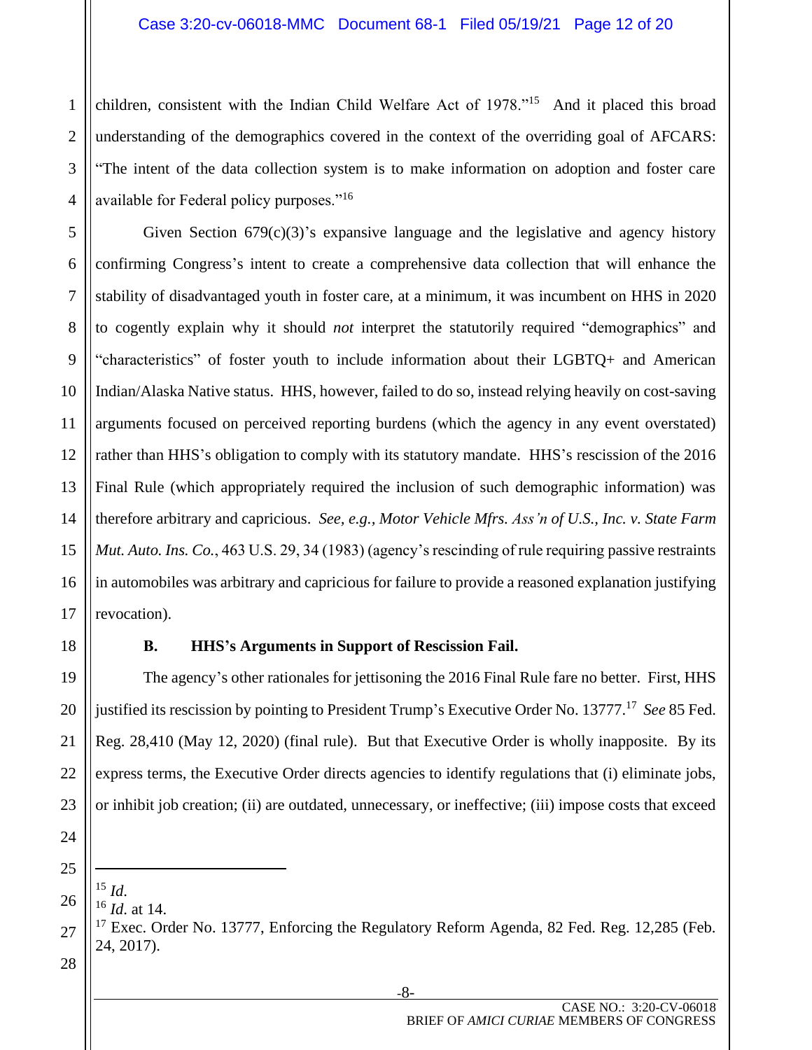children, consistent with the Indian Child Welfare Act of 1978."[15] And it placed this broad understanding of the demographics covered in the context of the overriding goal of AFCARS: "The intent of the data collection system is to make information on adoption and foster care available for Federal policy purposes."[16]

Given Section 679(c)(3)'s expansive language and the legislative and agency history confirming Congress's intent to create a comprehensive data collection that will enhance the stability of disadvantaged youth in foster care, at a minimum, it was incumbent on HHS in 2020 to cogently explain why it should *not* interpret the statutorily required "demographics" and "characteristics" of foster youth to include information about their LGBTQ+ and American Indian/Alaska Native status. HHS, however, failed to do so, instead relying heavily on cost-saving arguments focused on perceived reporting burdens (which the agency in any event overstated) rather than HHS's obligation to comply with its statutory mandate. HHS's rescission of the 2016 Final Rule (which appropriately required the inclusion of such demographic information) was therefore arbitrary and capricious. *See, e.g.*, *Motor Vehicle Mfrs. Ass'n of U.S., Inc. v. State Farm Mut. Auto. Ins. Co.*, 463 U.S. 29, 34 (1983) (agency's rescinding of rule requiring passive restraints in automobiles was arbitrary and capricious for failure to provide a reasoned explanation justifying revocation).

### B. HHS's Arguments in Support of Rescission Fail.

The agency's other rationales for jettisoning the 2016 Final Rule fare no better. First, HHS justified its rescission by pointing to President Trump's Executive Order No. 13777.[17] *See* 85 Fed. Reg. 28,410 (May 12, 2020) (final rule). But that Executive Order is wholly inapposite. By its express terms, the Executive Order directs agencies to identify regulations that (i) eliminate jobs, or inhibit job creation; (ii) are outdated, unnecessary, or ineffective; (iii) impose costs that exceed

---

[15] *Id*.

[16] *Id*. at 14.

[17] Exec. Order No. 13777, Enforcing the Regulatory Reform Agenda, 82 Fed. Reg. 12,285 (Feb. 24, 2017).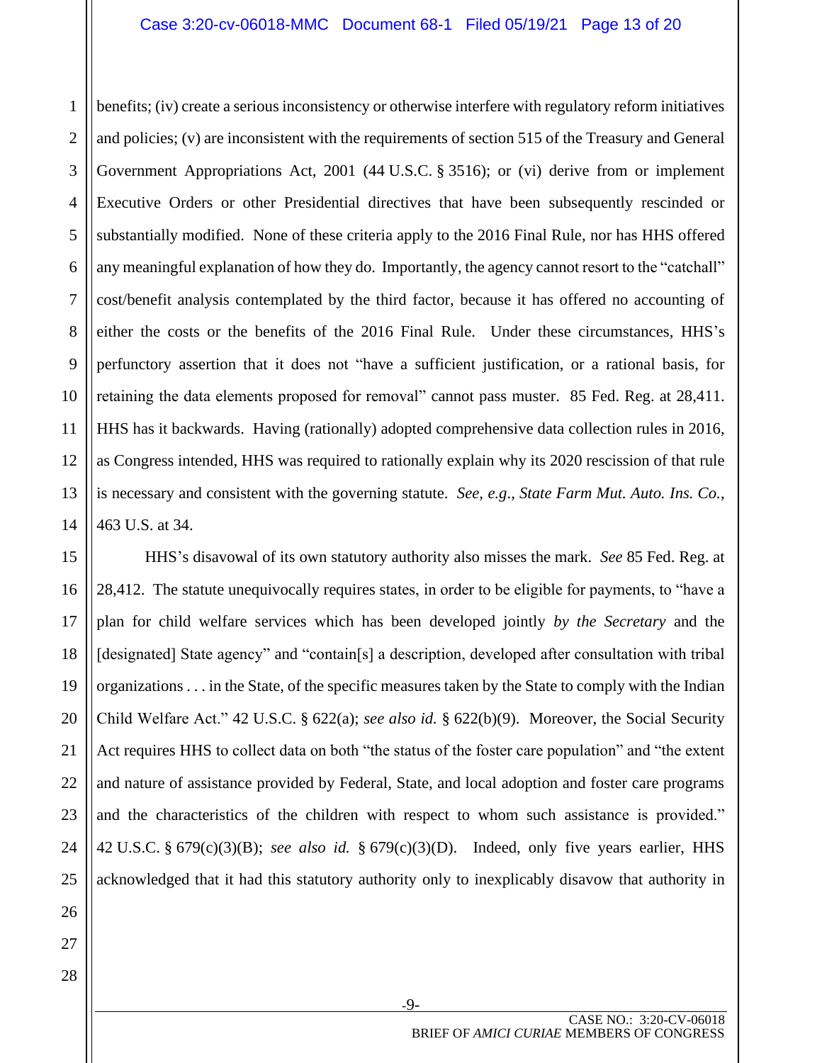benefits; (iv) create a serious inconsistency or otherwise interfere with regulatory reform initiatives and policies; (v) are inconsistent with the requirements of section 515 of the Treasury and General Government Appropriations Act, 2001 (44 U.S.C. § 3516); or (vi) derive from or implement Executive Orders or other Presidential directives that have been subsequently rescinded or substantially modified. None of these criteria apply to the 2016 Final Rule, nor has HHS offered any meaningful explanation of how they do. Importantly, the agency cannot resort to the "catchall" cost/benefit analysis contemplated by the third factor, because it has offered no accounting of either the costs or the benefits of the 2016 Final Rule. Under these circumstances, HHS's perfunctory assertion that it does not "have a sufficient justification, or a rational basis, for retaining the data elements proposed for removal" cannot pass muster. 85 Fed. Reg. at 28,411. HHS has it backwards. Having (rationally) adopted comprehensive data collection rules in 2016, as Congress intended, HHS was required to rationally explain why its 2020 rescission of that rule is necessary and consistent with the governing statute. *See, e.g.*, *State Farm Mut. Auto. Ins. Co.*, 463 U.S. at 34.

HHS's disavowal of its own statutory authority also misses the mark. *See* 85 Fed. Reg. at 28,412. The statute unequivocally requires states, in order to be eligible for payments, to "have a plan for child welfare services which has been developed jointly *by the Secretary* and the [designated] State agency" and "contain[s] a description, developed after consultation with tribal organizations . . . in the State, of the specific measures taken by the State to comply with the Indian Child Welfare Act." 42 U.S.C. § 622(a); *see also id.* § 622(b)(9). Moreover, the Social Security Act requires HHS to collect data on both "the status of the foster care population" and "the extent and nature of assistance provided by Federal, State, and local adoption and foster care programs and the characteristics of the children with respect to whom such assistance is provided." 42 U.S.C. § 679(c)(3)(B); *see also id.* § 679(c)(3)(D). Indeed, only five years earlier, HHS acknowledged that it had this statutory authority only to inexplicably disavow that authority in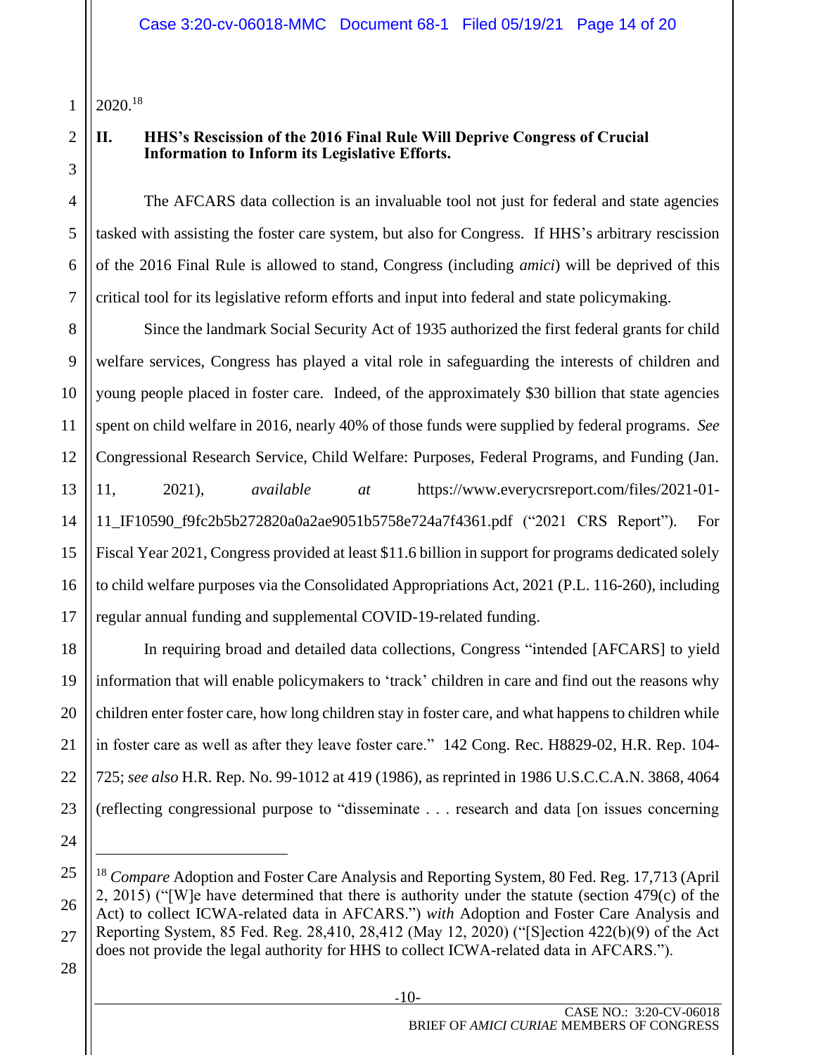2020.[18]

## II. HHS's Rescission of the 2016 Final Rule Will Deprive Congress of Crucial Information to Inform its Legislative Efforts.

The AFCARS data collection is an invaluable tool not just for federal and state agencies tasked with assisting the foster care system, but also for Congress. If HHS's arbitrary rescission of the 2016 Final Rule is allowed to stand, Congress (including *amici*) will be deprived of this critical tool for its legislative reform efforts and input into federal and state policymaking.

Since the landmark Social Security Act of 1935 authorized the first federal grants for child welfare services, Congress has played a vital role in safeguarding the interests of children and young people placed in foster care. Indeed, of the approximately $30 billion that state agencies spent on child welfare in 2016, nearly 40% of those funds were supplied by federal programs. *See* Congressional Research Service, Child Welfare: Purposes, Federal Programs, and Funding (Jan. 11, 2021), *available at* https://www.everycrsreport.com/files/2021-01-11_IF10590_f9fc2b5b272820a0a2ae9051b5758e724a7f4361.pdf ("2021 CRS Report"). For Fiscal Year 2021, Congress provided at least $11.6 billion in support for programs dedicated solely to child welfare purposes via the Consolidated Appropriations Act, 2021 (P.L. 116-260), including regular annual funding and supplemental COVID-19-related funding.

In requiring broad and detailed data collections, Congress "intended [AFCARS] to yield information that will enable policymakers to 'track' children in care and find out the reasons why children enter foster care, how long children stay in foster care, and what happens to children while in foster care as well as after they leave foster care." 142 Cong. Rec. H8829-02, H.R. Rep. 104-725; *see also* H.R. Rep. No. 99-1012 at 419 (1986), as reprinted in 1986 U.S.C.C.A.N. 3868, 4064 (reflecting congressional purpose to "disseminate . . . research and data [on issues concerning

---

[18] *Compare* Adoption and Foster Care Analysis and Reporting System, 80 Fed. Reg. 17,713 (April 2, 2015) ("[W]e have determined that there is authority under the statute (section 479(c) of the Act) to collect ICWA-related data in AFCARS.") *with* Adoption and Foster Care Analysis and Reporting System, 85 Fed. Reg. 28,410, 28,412 (May 12, 2020) ("[S]ection 422(b)(9) of the Act does not provide the legal authority for HHS to collect ICWA-related data in AFCARS.").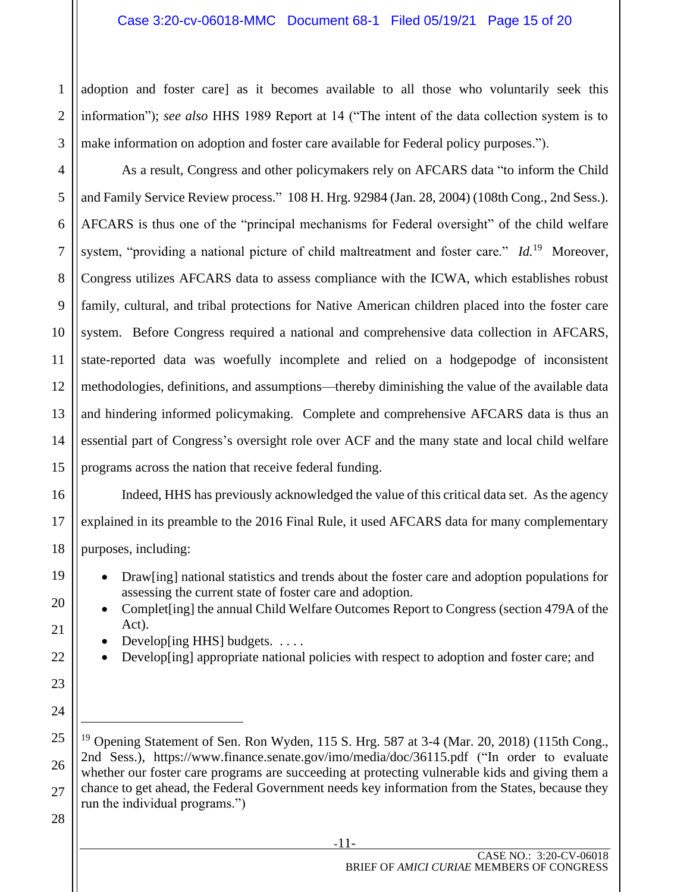adoption and foster care] as it becomes available to all those who voluntarily seek this information"); *see also* HHS 1989 Report at 14 ("The intent of the data collection system is to make information on adoption and foster care available for Federal policy purposes.").

As a result, Congress and other policymakers rely on AFCARS data "to inform the Child and Family Service Review process." 108 H. Hrg. 92984 (Jan. 28, 2004) (108th Cong., 2nd Sess.). AFCARS is thus one of the "principal mechanisms for Federal oversight" of the child welfare system, "providing a national picture of child maltreatment and foster care." *Id.*[19] Moreover, Congress utilizes AFCARS data to assess compliance with the ICWA, which establishes robust family, cultural, and tribal protections for Native American children placed into the foster care system. Before Congress required a national and comprehensive data collection in AFCARS, state-reported data was woefully incomplete and relied on a hodgepodge of inconsistent methodologies, definitions, and assumptions—thereby diminishing the value of the available data and hindering informed policymaking. Complete and comprehensive AFCARS data is thus an essential part of Congress's oversight role over ACF and the many state and local child welfare programs across the nation that receive federal funding.

Indeed, HHS has previously acknowledged the value of this critical data set. As the agency explained in its preamble to the 2016 Final Rule, it used AFCARS data for many complementary purposes, including:

- Draw[ing] national statistics and trends about the foster care and adoption populations for assessing the current state of foster care and adoption.
- Complet[ing] the annual Child Welfare Outcomes Report to Congress (section 479A of the Act).
- Develop[ing HHS] budgets. . . . .
- Develop[ing] appropriate national policies with respect to adoption and foster care; and

---

[19] Opening Statement of Sen. Ron Wyden, 115 S. Hrg. 587 at 3-4 (Mar. 20, 2018) (115th Cong., 2nd Sess.), https://www.finance.senate.gov/imo/media/doc/36115.pdf ("In order to evaluate whether our foster care programs are succeeding at protecting vulnerable kids and giving them a chance to get ahead, the Federal Government needs key information from the States, because they run the individual programs.")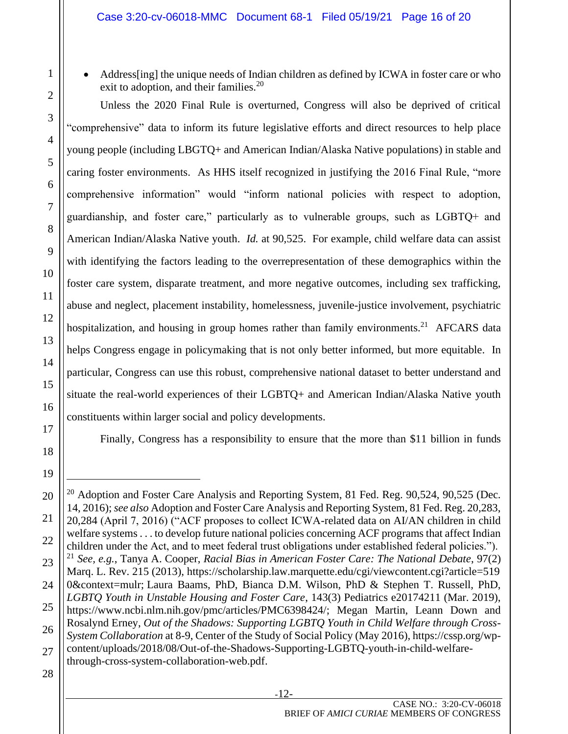- Address[ing] the unique needs of Indian children as defined by ICWA in foster care or who exit to adoption, and their families.[20]

Unless the 2020 Final Rule is overturned, Congress will also be deprived of critical "comprehensive" data to inform its future legislative efforts and direct resources to help place young people (including LBGTQ+ and American Indian/Alaska Native populations) in stable and caring foster environments. As HHS itself recognized in justifying the 2016 Final Rule, "more comprehensive information" would "inform national policies with respect to adoption, guardianship, and foster care," particularly as to vulnerable groups, such as LGBTQ+ and American Indian/Alaska Native youth. *Id.* at 90,525. For example, child welfare data can assist with identifying the factors leading to the overrepresentation of these demographics within the foster care system, disparate treatment, and more negative outcomes, including sex trafficking, abuse and neglect, placement instability, homelessness, juvenile-justice involvement, psychiatric hospitalization, and housing in group homes rather than family environments.[21] AFCARS data helps Congress engage in policymaking that is not only better informed, but more equitable. In particular, Congress can use this robust, comprehensive national dataset to better understand and situate the real-world experiences of their LGBTQ+ and American Indian/Alaska Native youth constituents within larger social and policy developments.

Finally, Congress has a responsibility to ensure that the more than $11 billion in funds

---

[20] Adoption and Foster Care Analysis and Reporting System, 81 Fed. Reg. 90,524, 90,525 (Dec. 14, 2016); *see also* Adoption and Foster Care Analysis and Reporting System, 81 Fed. Reg. 20,283, 20,284 (April 7, 2016) ("ACF proposes to collect ICWA-related data on AI/AN children in child welfare systems . . . to develop future national policies concerning ACF programs that affect Indian children under the Act, and to meet federal trust obligations under established federal policies.").

[21] *See, e.g.*, Tanya A. Cooper, *Racial Bias in American Foster Care: The National Debate*, 97(2) Marq. L. Rev. 215 (2013), https://scholarship.law.marquette.edu/cgi/viewcontent.cgi?article=5190&context=mulr; Laura Baams, PhD, Bianca D.M. Wilson, PhD & Stephen T. Russell, PhD, *LGBTQ Youth in Unstable Housing and Foster Care*, 143(3) Pediatrics e20174211 (Mar. 2019), https://www.ncbi.nlm.nih.gov/pmc/articles/PMC6398424/; Megan Martin, Leann Down and Rosalynd Erney, *Out of the Shadows: Supporting LGBTQ Youth in Child Welfare through Cross-System Collaboration* at 8-9, Center of the Study of Social Policy (May 2016), https://cssp.org/wp-content/uploads/2018/08/Out-of-the-Shadows-Supporting-LGBTQ-youth-in-child-welfare-through-cross-system-collaboration-web.pdf.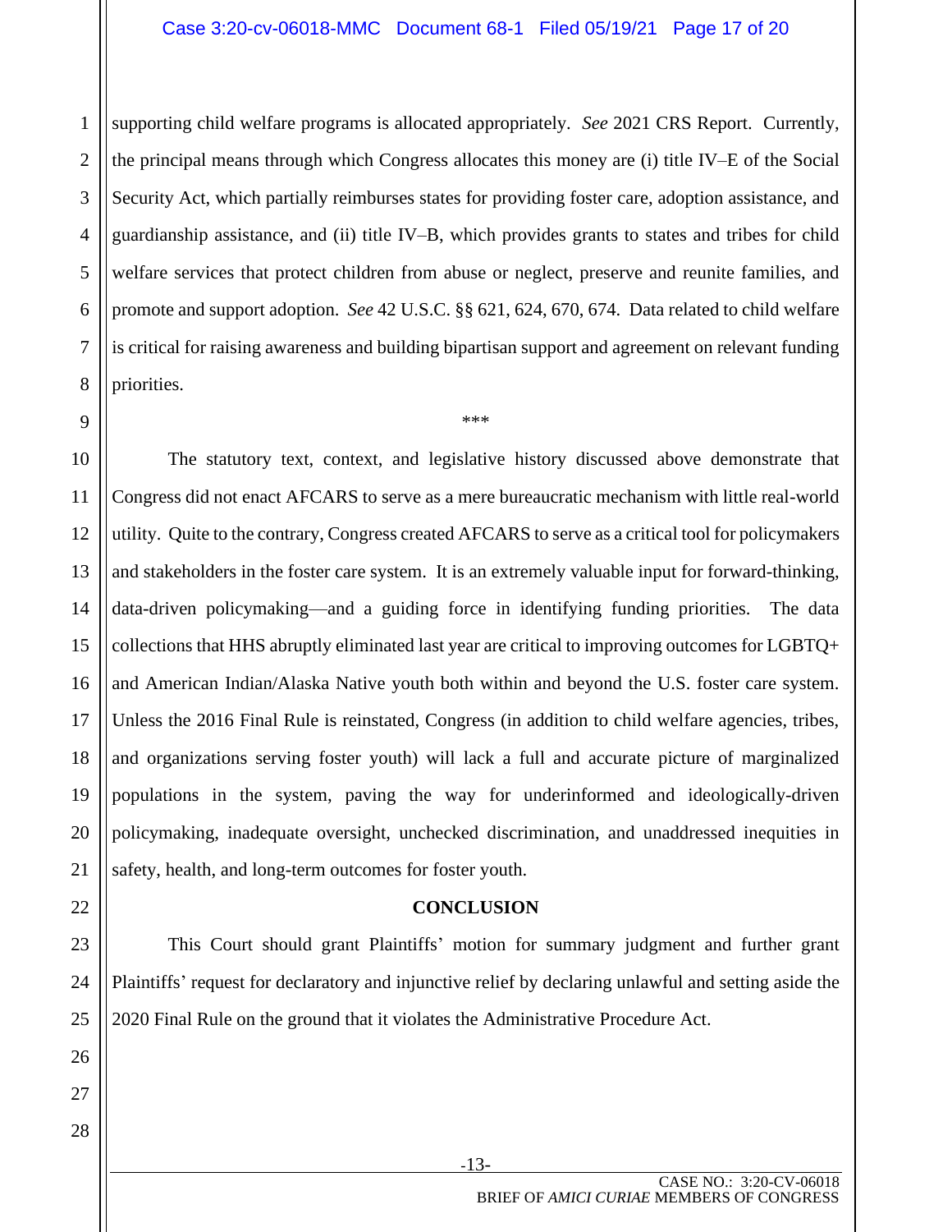supporting child welfare programs is allocated appropriately. *See* 2021 CRS Report. Currently, the principal means through which Congress allocates this money are (i) title IV–E of the Social Security Act, which partially reimburses states for providing foster care, adoption assistance, and guardianship assistance, and (ii) title IV–B, which provides grants to states and tribes for child welfare services that protect children from abuse or neglect, preserve and reunite families, and promote and support adoption. *See* 42 U.S.C. §§ 621, 624, 670, 674. Data related to child welfare is critical for raising awareness and building bipartisan support and agreement on relevant funding priorities.

***

The statutory text, context, and legislative history discussed above demonstrate that Congress did not enact AFCARS to serve as a mere bureaucratic mechanism with little real-world utility. Quite to the contrary, Congress created AFCARS to serve as a critical tool for policymakers and stakeholders in the foster care system. It is an extremely valuable input for forward-thinking, data-driven policymaking—and a guiding force in identifying funding priorities. The data collections that HHS abruptly eliminated last year are critical to improving outcomes for LGBTQ+ and American Indian/Alaska Native youth both within and beyond the U.S. foster care system. Unless the 2016 Final Rule is reinstated, Congress (in addition to child welfare agencies, tribes, and organizations serving foster youth) will lack a full and accurate picture of marginalized populations in the system, paving the way for underinformed and ideologically-driven policymaking, inadequate oversight, unchecked discrimination, and unaddressed inequities in safety, health, and long-term outcomes for foster youth.

## CONCLUSION

This Court should grant Plaintiffs' motion for summary judgment and further grant Plaintiffs' request for declaratory and injunctive relief by declaring unlawful and setting aside the 2020 Final Rule on the ground that it violates the Administrative Procedure Act.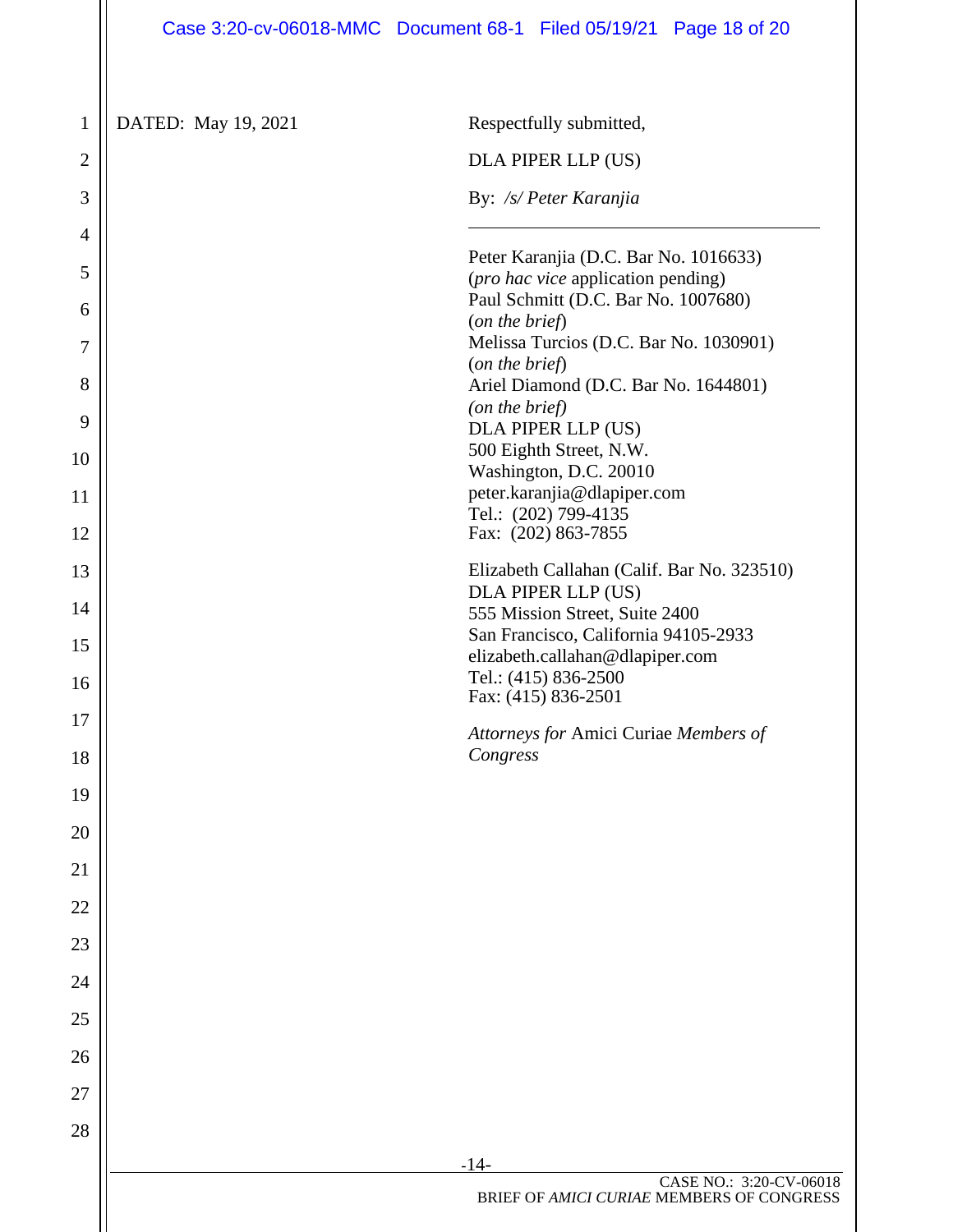DATED: May 19, 2021

Respectfully submitted,

DLA PIPER LLP (US)

By: */s/ Peter Karanjia*

---

Peter Karanjia (D.C. Bar No. 1016633)
(*pro hac vice* application pending)
Paul Schmitt (D.C. Bar No. 1007680)
(*on the brief*)
Melissa Turcios (D.C. Bar No. 1030901)
(*on the brief*)
Ariel Diamond (D.C. Bar No. 1644801)
*(on the brief)*
DLA PIPER LLP (US)
500 Eighth Street, N.W.
Washington, D.C. 20010
peter.karanjia@dlapiper.com
Tel.: (202) 799-4135
Fax: (202) 863-7855

Elizabeth Callahan (Calif. Bar No. 323510)
DLA PIPER LLP (US)
555 Mission Street, Suite 2400
San Francisco, California 94105-2933
elizabeth.callahan@dlapiper.com
Tel.: (415) 836-2500
Fax: (415) 836-2501

*Attorneys for* Amici Curiae *Members of Congress*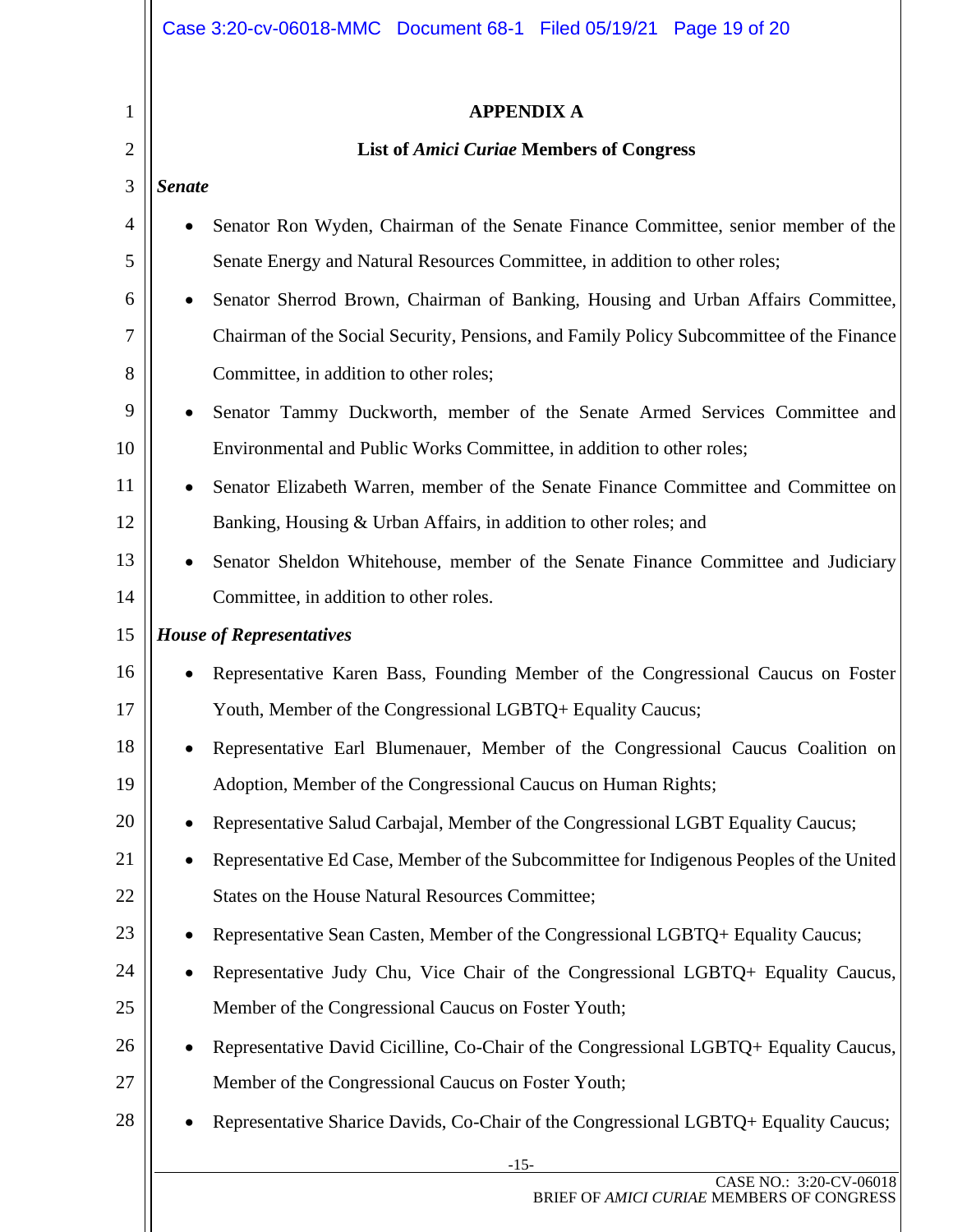## APPENDIX A

### List of *Amici Curiae* Members of Congress

***Senate***

- Senator Ron Wyden, Chairman of the Senate Finance Committee, senior member of the Senate Energy and Natural Resources Committee, in addition to other roles;
- Senator Sherrod Brown, Chairman of Banking, Housing and Urban Affairs Committee, Chairman of the Social Security, Pensions, and Family Policy Subcommittee of the Finance Committee, in addition to other roles;
- Senator Tammy Duckworth, member of the Senate Armed Services Committee and Environmental and Public Works Committee, in addition to other roles;
- Senator Elizabeth Warren, member of the Senate Finance Committee and Committee on Banking, Housing & Urban Affairs, in addition to other roles; and
- Senator Sheldon Whitehouse, member of the Senate Finance Committee and Judiciary Committee, in addition to other roles.

***House of Representatives***

- Representative Karen Bass, Founding Member of the Congressional Caucus on Foster Youth, Member of the Congressional LGBTQ+ Equality Caucus;
- Representative Earl Blumenauer, Member of the Congressional Caucus Coalition on Adoption, Member of the Congressional Caucus on Human Rights;
- Representative Salud Carbajal, Member of the Congressional LGBT Equality Caucus;
- Representative Ed Case, Member of the Subcommittee for Indigenous Peoples of the United States on the House Natural Resources Committee;
- Representative Sean Casten, Member of the Congressional LGBTQ+ Equality Caucus;
- Representative Judy Chu, Vice Chair of the Congressional LGBTQ+ Equality Caucus, Member of the Congressional Caucus on Foster Youth;
- Representative David Cicilline, Co-Chair of the Congressional LGBTQ+ Equality Caucus, Member of the Congressional Caucus on Foster Youth;
- Representative Sharice Davids, Co-Chair of the Congressional LGBTQ+ Equality Caucus;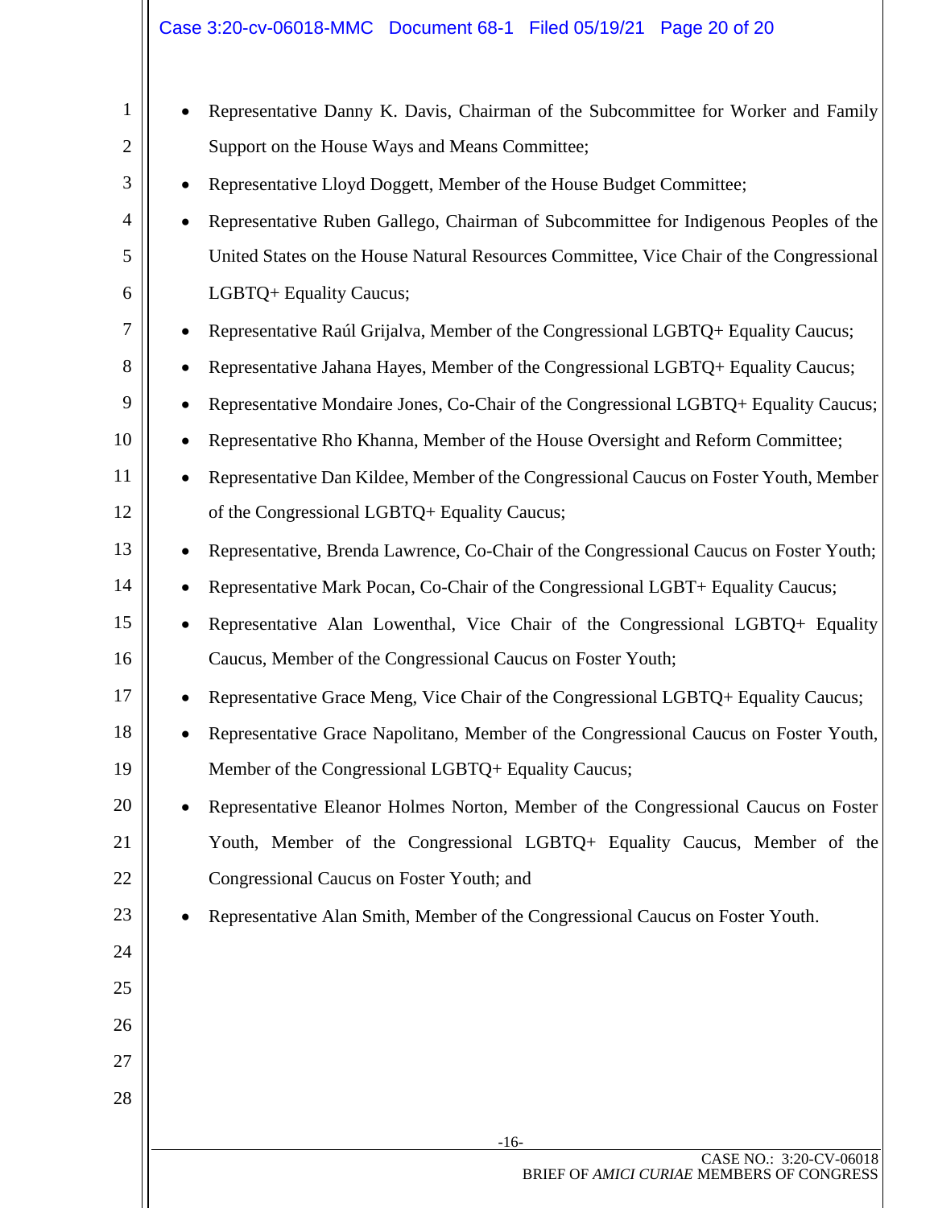- Representative Danny K. Davis, Chairman of the Subcommittee for Worker and Family Support on the House Ways and Means Committee;
- Representative Lloyd Doggett, Member of the House Budget Committee;
- Representative Ruben Gallego, Chairman of Subcommittee for Indigenous Peoples of the United States on the House Natural Resources Committee, Vice Chair of the Congressional LGBTQ+ Equality Caucus;
- Representative Raúl Grijalva, Member of the Congressional LGBTQ+ Equality Caucus;
- Representative Jahana Hayes, Member of the Congressional LGBTQ+ Equality Caucus;
- Representative Mondaire Jones, Co-Chair of the Congressional LGBTQ+ Equality Caucus;
- Representative Rho Khanna, Member of the House Oversight and Reform Committee;
- Representative Dan Kildee, Member of the Congressional Caucus on Foster Youth, Member of the Congressional LGBTQ+ Equality Caucus;
- Representative, Brenda Lawrence, Co-Chair of the Congressional Caucus on Foster Youth;
- Representative Mark Pocan, Co-Chair of the Congressional LGBT+ Equality Caucus;
- Representative Alan Lowenthal, Vice Chair of the Congressional LGBTQ+ Equality Caucus, Member of the Congressional Caucus on Foster Youth;
- Representative Grace Meng, Vice Chair of the Congressional LGBTQ+ Equality Caucus;
- Representative Grace Napolitano, Member of the Congressional Caucus on Foster Youth, Member of the Congressional LGBTQ+ Equality Caucus;
- Representative Eleanor Holmes Norton, Member of the Congressional Caucus on Foster Youth, Member of the Congressional LGBTQ+ Equality Caucus, Member of the Congressional Caucus on Foster Youth; and
- Representative Alan Smith, Member of the Congressional Caucus on Foster Youth.